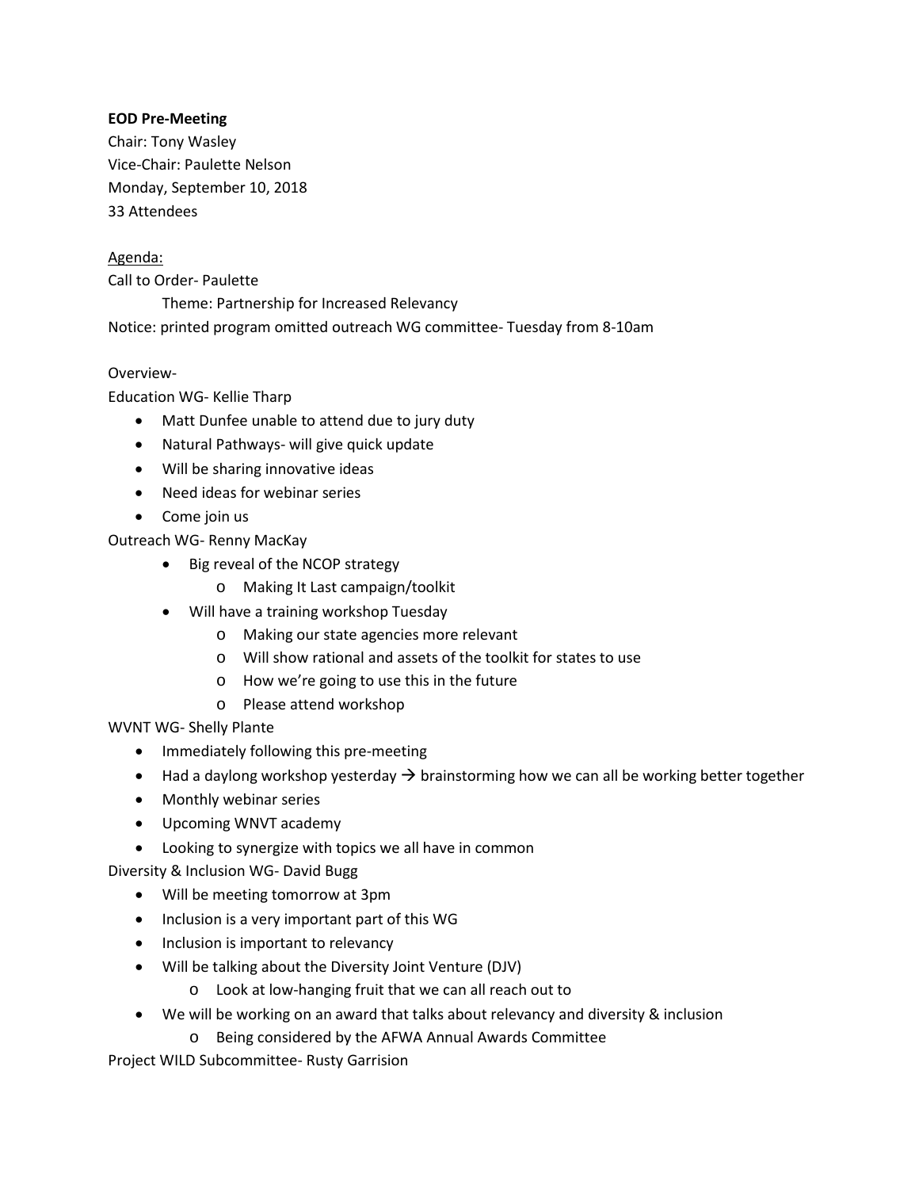**EOD Pre-Meeting**

Chair: Tony Wasley

Vice-Chair: Paulette Nelson

Monday, September 10, 2018

33 Attendees

Agenda:

Call to Order- Paulette

Theme: Partnership for Increased Relevancy

Notice: printed program omitted outreach WG committee- Tuesday from 8-10am

Overview-

Education WG- Kellie Tharp

- Matt Dunfee unable to attend due to jury duty
- Natural Pathways- will give quick update
- Will be sharing innovative ideas
- Need ideas for webinar series
- Come join us

Outreach WG- Renny MacKay

- Big reveal of the NCOP strategy
  - Making It Last campaign/toolkit
- Will have a training workshop Tuesday
  - Making our state agencies more relevant
  - Will show rational and assets of the toolkit for states to use
  - How we're going to use this in the future
  - Please attend workshop

WVNT WG- Shelly Plante

- Immediately following this pre-meeting
- Had a daylong workshop yesterday → brainstorming how we can all be working better together
- Monthly webinar series
- Upcoming WNVT academy
- Looking to synergize with topics we all have in common

Diversity & Inclusion WG- David Bugg

- Will be meeting tomorrow at 3pm
- Inclusion is a very important part of this WG
- Inclusion is important to relevancy
- Will be talking about the Diversity Joint Venture (DJV)
  - Look at low-hanging fruit that we can all reach out to
- We will be working on an award that talks about relevancy and diversity & inclusion
  - Being considered by the AFWA Annual Awards Committee

Project WILD Subcommittee- Rusty Garrision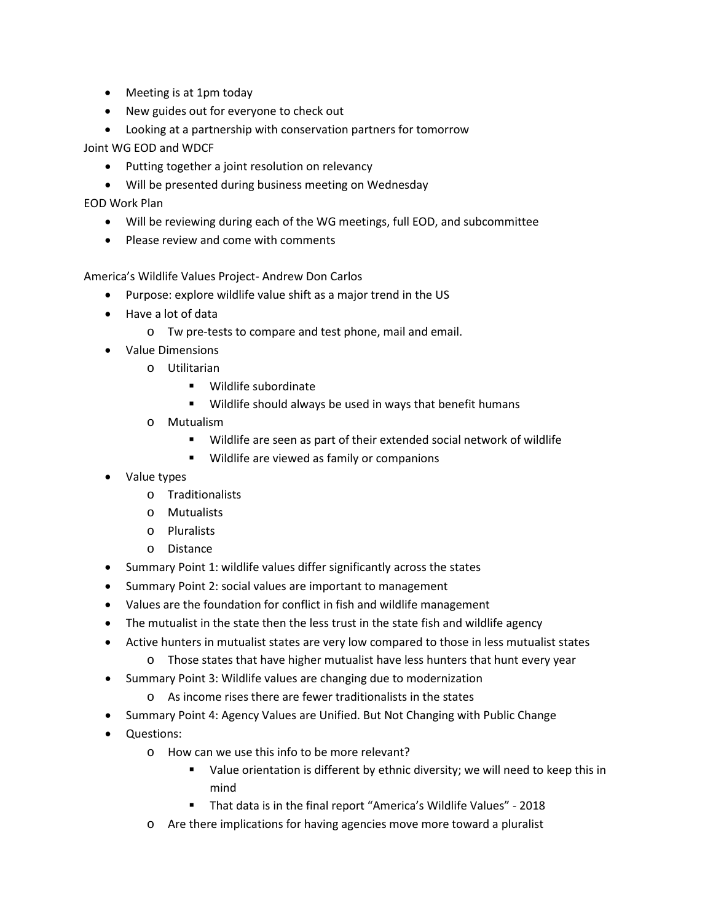- Meeting is at 1pm today
- New guides out for everyone to check out
- Looking at a partnership with conservation partners for tomorrow

Joint WG EOD and WDCF

- Putting together a joint resolution on relevancy
- Will be presented during business meeting on Wednesday

EOD Work Plan

- Will be reviewing during each of the WG meetings, full EOD, and subcommittee
- Please review and come with comments

America's Wildlife Values Project- Andrew Don Carlos

- Purpose: explore wildlife value shift as a major trend in the US
- Have a lot of data
  - Tw pre-tests to compare and test phone, mail and email.
- Value Dimensions
  - Utilitarian
    - Wildlife subordinate
    - Wildlife should always be used in ways that benefit humans
  - Mutualism
    - Wildlife are seen as part of their extended social network of wildlife
    - Wildlife are viewed as family or companions
- Value types
  - Traditionalists
  - Mutualists
  - Pluralists
  - Distance
- Summary Point 1: wildlife values differ significantly across the states
- Summary Point 2: social values are important to management
- Values are the foundation for conflict in fish and wildlife management
- The mutualist in the state then the less trust in the state fish and wildlife agency
- Active hunters in mutualist states are very low compared to those in less mutualist states
  - Those states that have higher mutualist have less hunters that hunt every year
- Summary Point 3: Wildlife values are changing due to modernization
  - As income rises there are fewer traditionalists in the states
- Summary Point 4: Agency Values are Unified. But Not Changing with Public Change
- Questions:
  - How can we use this info to be more relevant?
    - Value orientation is different by ethnic diversity; we will need to keep this in mind
    - That data is in the final report "America's Wildlife Values" - 2018
  - Are there implications for having agencies move more toward a pluralist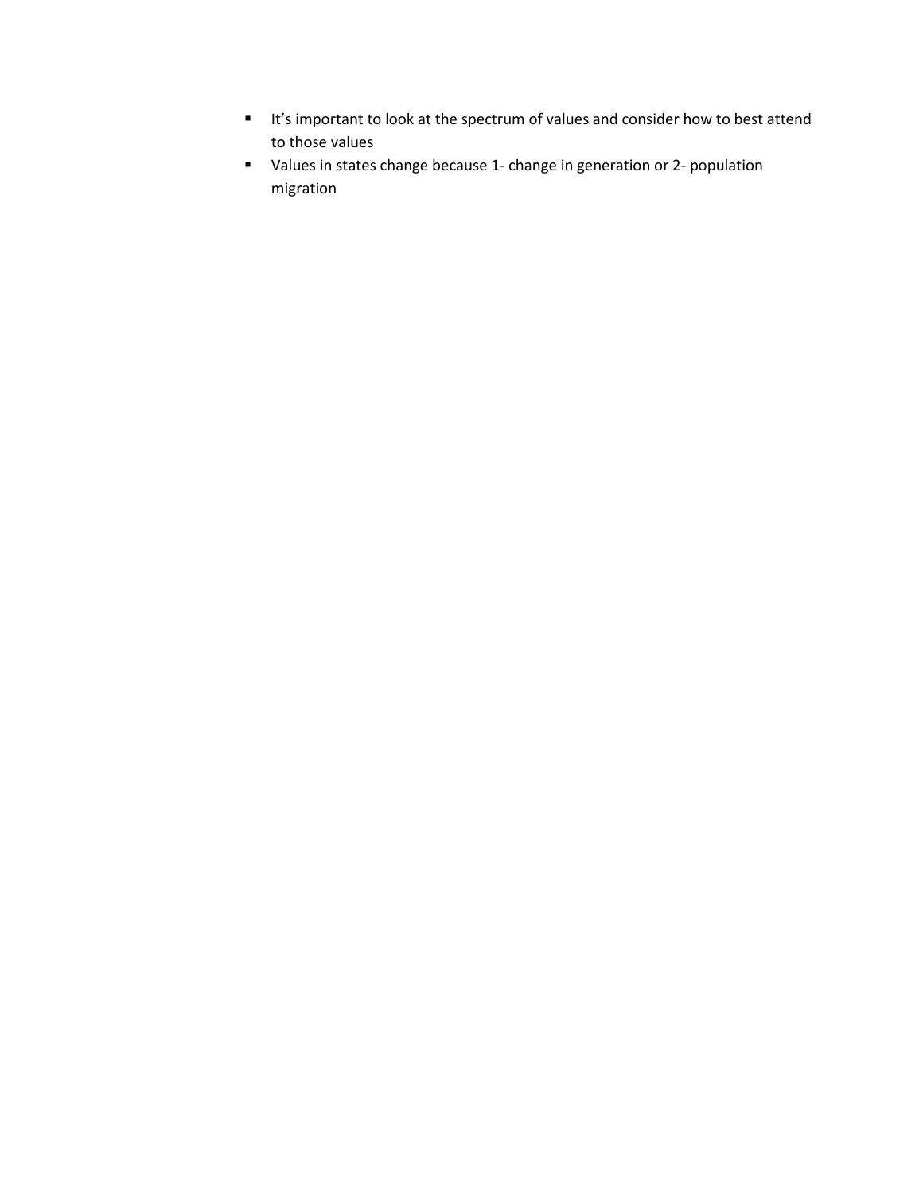- It's important to look at the spectrum of values and consider how to best attend to those values
- Values in states change because 1- change in generation or 2- population migration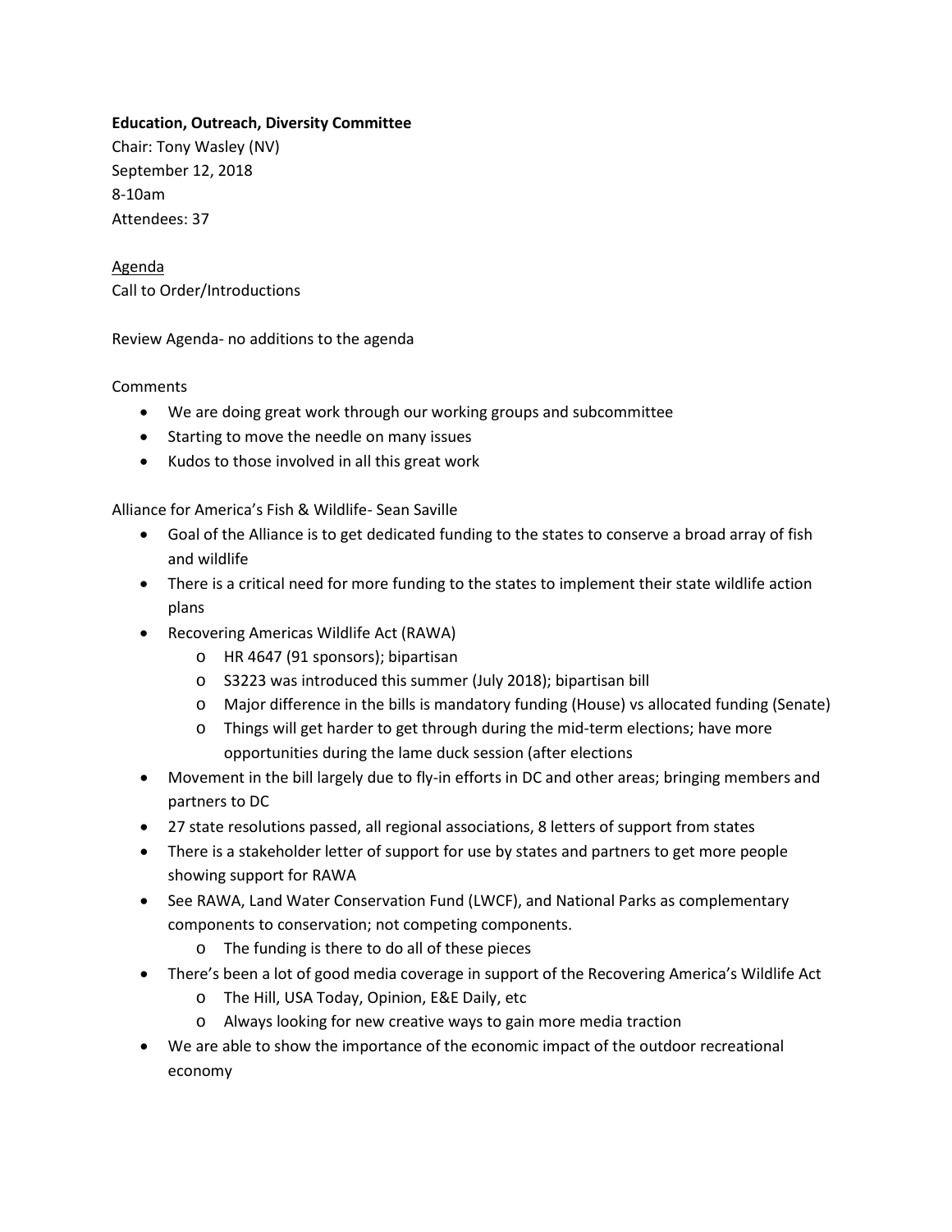**Education, Outreach, Diversity Committee**

Chair: Tony Wasley (NV)
September 12, 2018
8-10am
Attendees: 37

<u>Agenda</u>

Call to Order/Introductions

Review Agenda- no additions to the agenda

Comments

- We are doing great work through our working groups and subcommittee
- Starting to move the needle on many issues
- Kudos to those involved in all this great work

Alliance for America's Fish & Wildlife- Sean Saville

- Goal of the Alliance is to get dedicated funding to the states to conserve a broad array of fish and wildlife
- There is a critical need for more funding to the states to implement their state wildlife action plans
- Recovering Americas Wildlife Act (RAWA)
    - HR 4647 (91 sponsors); bipartisan
    - S3223 was introduced this summer (July 2018); bipartisan bill
    - Major difference in the bills is mandatory funding (House) vs allocated funding (Senate)
    - Things will get harder to get through during the mid-term elections; have more opportunities during the lame duck session (after elections
- Movement in the bill largely due to fly-in efforts in DC and other areas; bringing members and partners to DC
- 27 state resolutions passed, all regional associations, 8 letters of support from states
- There is a stakeholder letter of support for use by states and partners to get more people showing support for RAWA
- See RAWA, Land Water Conservation Fund (LWCF), and National Parks as complementary components to conservation; not competing components.
    - The funding is there to do all of these pieces
- There's been a lot of good media coverage in support of the Recovering America's Wildlife Act
    - The Hill, USA Today, Opinion, E&E Daily, etc
    - Always looking for new creative ways to gain more media traction
- We are able to show the importance of the economic impact of the outdoor recreational economy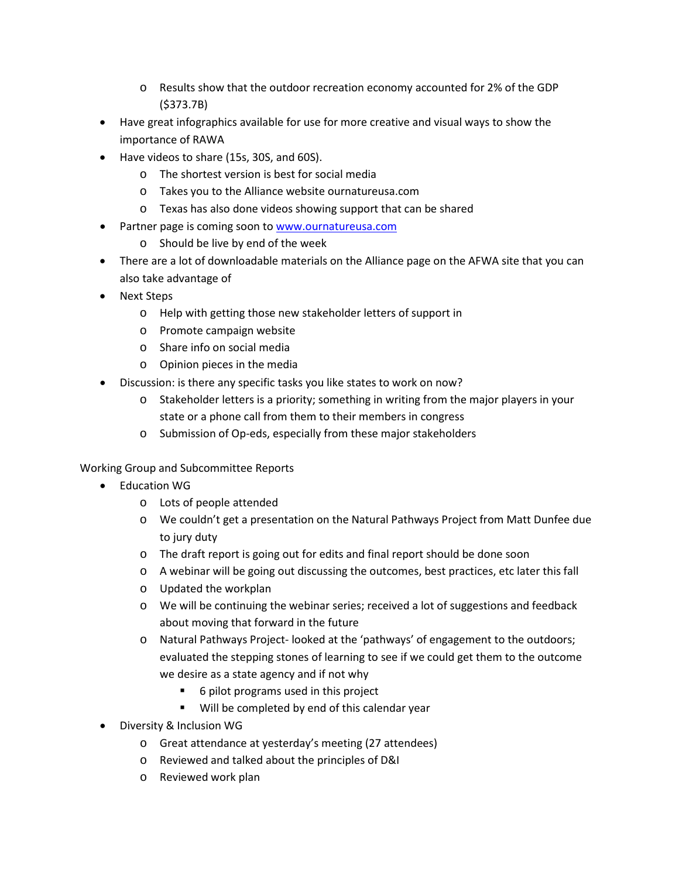- Results show that the outdoor recreation economy accounted for 2% of the GDP ($373.7B)
- Have great infographics available for use for more creative and visual ways to show the importance of RAWA
- Have videos to share (15s, 30S, and 60S).
   - The shortest version is best for social media
   - Takes you to the Alliance website ournatureusa.com
   - Texas has also done videos showing support that can be shared
- Partner page is coming soon to [www.ournatureusa.com](www.ournatureusa.com)
   - Should be live by end of the week
- There are a lot of downloadable materials on the Alliance page on the AFWA site that you can also take advantage of
- Next Steps
   - Help with getting those new stakeholder letters of support in
   - Promote campaign website
   - Share info on social media
   - Opinion pieces in the media
- Discussion: is there any specific tasks you like states to work on now?
   - Stakeholder letters is a priority; something in writing from the major players in your state or a phone call from them to their members in congress
   - Submission of Op-eds, especially from these major stakeholders

Working Group and Subcommittee Reports

- Education WG
   - Lots of people attended
   - We couldn't get a presentation on the Natural Pathways Project from Matt Dunfee due to jury duty
   - The draft report is going out for edits and final report should be done soon
   - A webinar will be going out discussing the outcomes, best practices, etc later this fall
   - Updated the workplan
   - We will be continuing the webinar series; received a lot of suggestions and feedback about moving that forward in the future
   - Natural Pathways Project- looked at the 'pathways' of engagement to the outdoors; evaluated the stepping stones of learning to see if we could get them to the outcome we desire as a state agency and if not why
      - 6 pilot programs used in this project
      - Will be completed by end of this calendar year
- Diversity & Inclusion WG
   - Great attendance at yesterday's meeting (27 attendees)
   - Reviewed and talked about the principles of D&I
   - Reviewed work plan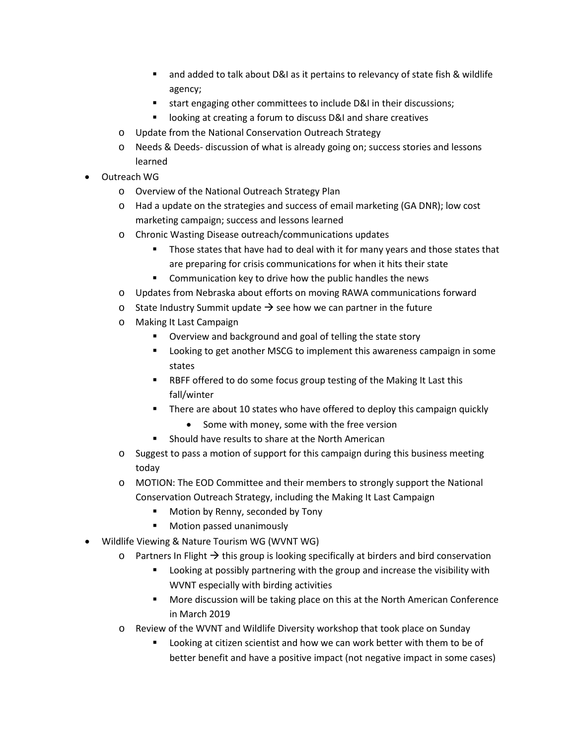- and added to talk about D&I as it pertains to relevancy of state fish & wildlife agency;
        - start engaging other committees to include D&I in their discussions;
        - looking at creating a forum to discuss D&I and share creatives
    - Update from the National Conservation Outreach Strategy
    - Needs & Deeds- discussion of what is already going on; success stories and lessons learned
- Outreach WG
    - Overview of the National Outreach Strategy Plan
    - Had a update on the strategies and success of email marketing (GA DNR); low cost marketing campaign; success and lessons learned
    - Chronic Wasting Disease outreach/communications updates
        - Those states that have had to deal with it for many years and those states that are preparing for crisis communications for when it hits their state
        - Communication key to drive how the public handles the news
    - Updates from Nebraska about efforts on moving RAWA communications forward
    - State Industry Summit update → see how we can partner in the future
    - Making It Last Campaign
        - Overview and background and goal of telling the state story
        - Looking to get another MSCG to implement this awareness campaign in some states
        - RBFF offered to do some focus group testing of the Making It Last this fall/winter
        - There are about 10 states who have offered to deploy this campaign quickly
            - Some with money, some with the free version
        - Should have results to share at the North American
    - Suggest to pass a motion of support for this campaign during this business meeting today
    - MOTION: The EOD Committee and their members to strongly support the National Conservation Outreach Strategy, including the Making It Last Campaign
        - Motion by Renny, seconded by Tony
        - Motion passed unanimously
- Wildlife Viewing & Nature Tourism WG (WVNT WG)
    - Partners In Flight → this group is looking specifically at birders and bird conservation
        - Looking at possibly partnering with the group and increase the visibility with WVNT especially with birding activities
        - More discussion will be taking place on this at the North American Conference in March 2019
    - Review of the WVNT and Wildlife Diversity workshop that took place on Sunday
        - Looking at citizen scientist and how we can work better with them to be of better benefit and have a positive impact (not negative impact in some cases)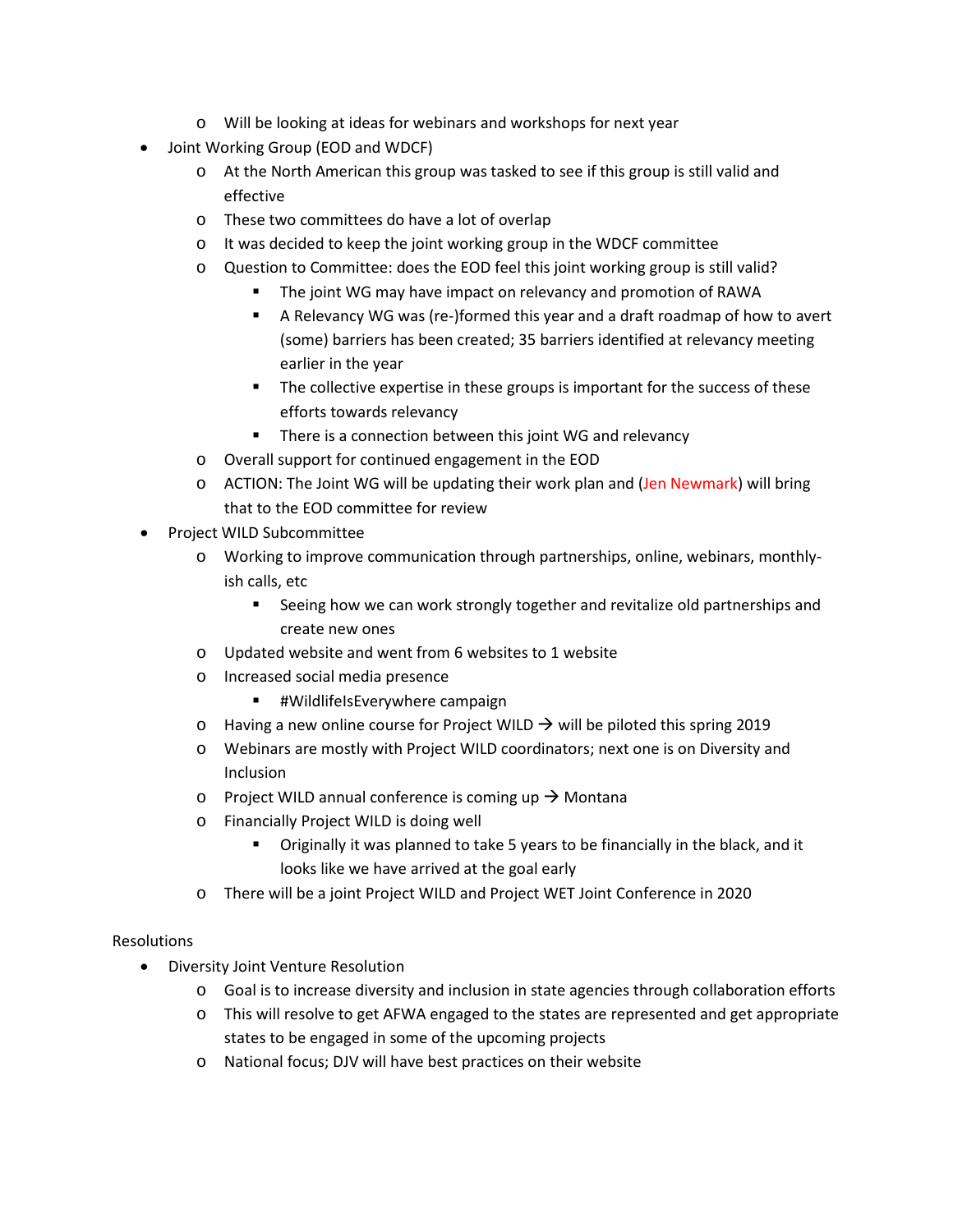- Will be looking at ideas for webinars and workshops for next year
- Joint Working Group (EOD and WDCF)
  - At the North American this group was tasked to see if this group is still valid and effective
  - These two committees do have a lot of overlap
  - It was decided to keep the joint working group in the WDCF committee
  - Question to Committee: does the EOD feel this joint working group is still valid?
    - The joint WG may have impact on relevancy and promotion of RAWA
    - A Relevancy WG was (re-)formed this year and a draft roadmap of how to avert (some) barriers has been created; 35 barriers identified at relevancy meeting earlier in the year
    - The collective expertise in these groups is important for the success of these efforts towards relevancy
    - There is a connection between this joint WG and relevancy
  - Overall support for continued engagement in the EOD
  - ACTION: The Joint WG will be updating their work plan and (Jen Newmark) will bring that to the EOD committee for review
- Project WILD Subcommittee
  - Working to improve communication through partnerships, online, webinars, monthly-ish calls, etc
    - Seeing how we can work strongly together and revitalize old partnerships and create new ones
  - Updated website and went from 6 websites to 1 website
  - Increased social media presence
    - #WildlifeIsEverywhere campaign
  - Having a new online course for Project WILD → will be piloted this spring 2019
  - Webinars are mostly with Project WILD coordinators; next one is on Diversity and Inclusion
  - Project WILD annual conference is coming up → Montana
  - Financially Project WILD is doing well
    - Originally it was planned to take 5 years to be financially in the black, and it looks like we have arrived at the goal early
  - There will be a joint Project WILD and Project WET Joint Conference in 2020

Resolutions

- Diversity Joint Venture Resolution
  - Goal is to increase diversity and inclusion in state agencies through collaboration efforts
  - This will resolve to get AFWA engaged to the states are represented and get appropriate states to be engaged in some of the upcoming projects
  - National focus; DJV will have best practices on their website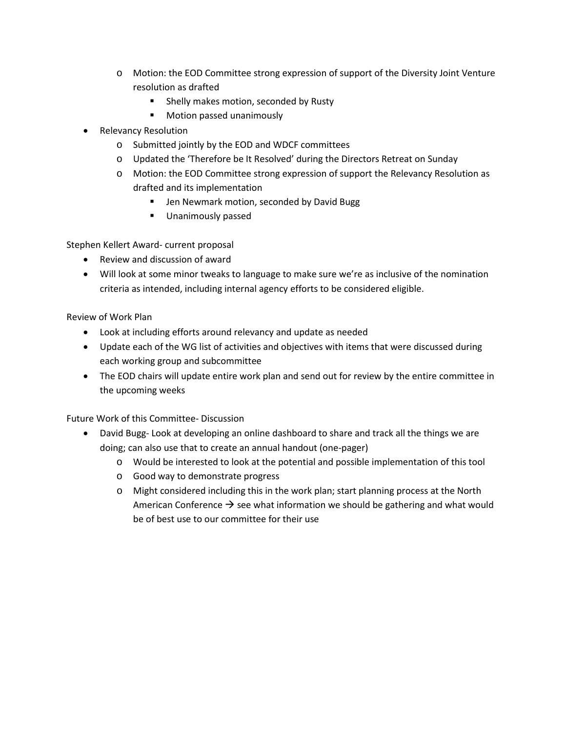- Motion: the EOD Committee strong expression of support of the Diversity Joint Venture resolution as drafted
    - Shelly makes motion, seconded by Rusty
    - Motion passed unanimously
- Relevancy Resolution
  - Submitted jointly by the EOD and WDCF committees
  - Updated the 'Therefore be It Resolved' during the Directors Retreat on Sunday
  - Motion: the EOD Committee strong expression of support the Relevancy Resolution as drafted and its implementation
    - Jen Newmark motion, seconded by David Bugg
    - Unanimously passed

Stephen Kellert Award- current proposal

- Review and discussion of award
- Will look at some minor tweaks to language to make sure we're as inclusive of the nomination criteria as intended, including internal agency efforts to be considered eligible.

Review of Work Plan

- Look at including efforts around relevancy and update as needed
- Update each of the WG list of activities and objectives with items that were discussed during each working group and subcommittee
- The EOD chairs will update entire work plan and send out for review by the entire committee in the upcoming weeks

Future Work of this Committee- Discussion

- David Bugg- Look at developing an online dashboard to share and track all the things we are doing; can also use that to create an annual handout (one-pager)
  - Would be interested to look at the potential and possible implementation of this tool
  - Good way to demonstrate progress
  - Might considered including this in the work plan; start planning process at the North American Conference → see what information we should be gathering and what would be of best use to our committee for their use